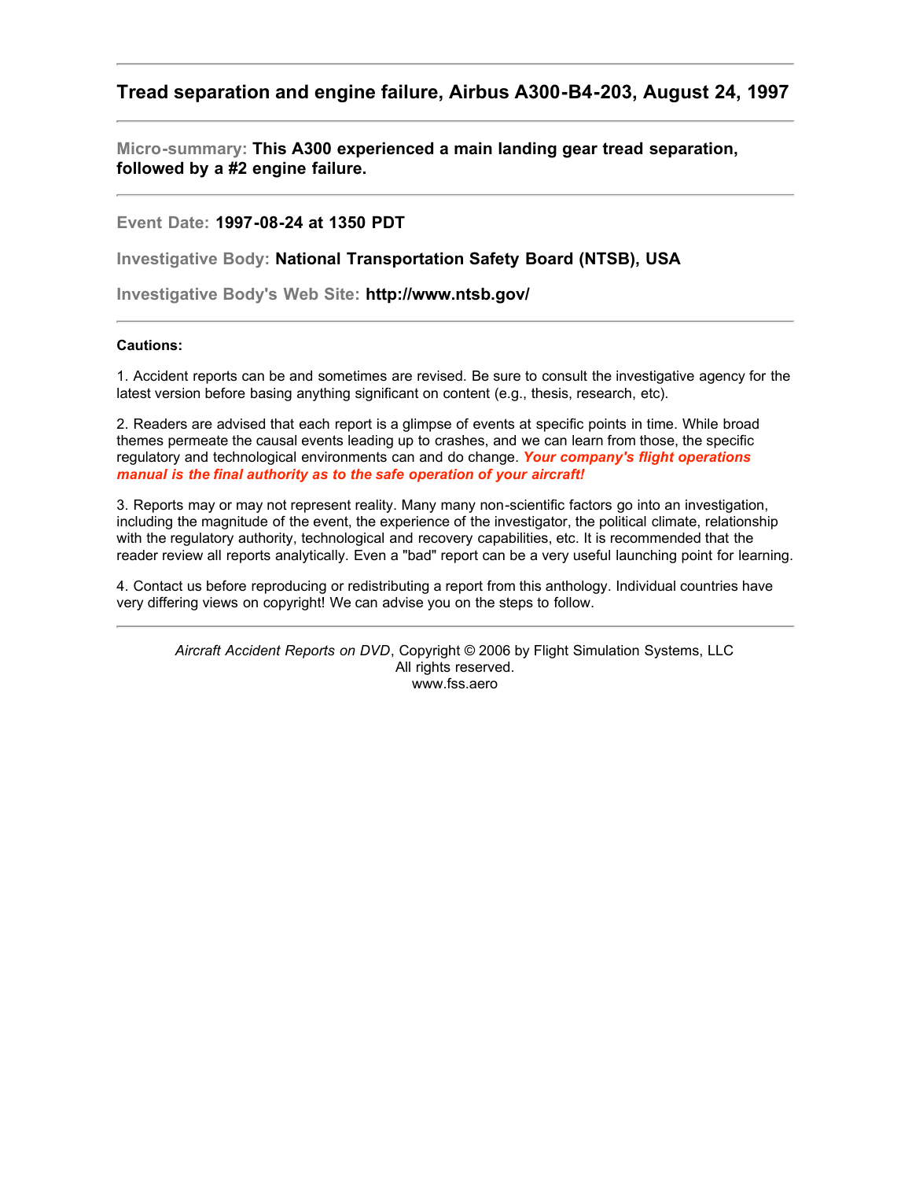# Tread separation and engine failure, Airbus A300-B4-203, August 24, 1997

---

**Micro-summary:** **This A300 experienced a main landing gear tread separation, followed by a #2 engine failure.**

---

**Event Date:** **1997-08-24 at 1350 PDT**

**Investigative Body:** **National Transportation Safety Board (NTSB), USA**

**Investigative Body's Web Site:** **http://www.ntsb.gov/**

---

**Cautions:**

1. Accident reports can be and sometimes are revised. Be sure to consult the investigative agency for the latest version before basing anything significant on content (e.g., thesis, research, etc).

2. Readers are advised that each report is a glimpse of events at specific points in time. While broad themes permeate the causal events leading up to crashes, and we can learn from those, the specific regulatory and technological environments can and do change. ***Your company's flight operations manual is the final authority as to the safe operation of your aircraft!***

3. Reports may or may not represent reality. Many many non-scientific factors go into an investigation, including the magnitude of the event, the experience of the investigator, the political climate, relationship with the regulatory authority, technological and recovery capabilities, etc. It is recommended that the reader review all reports analytically. Even a "bad" report can be a very useful launching point for learning.

4. Contact us before reproducing or redistributing a report from this anthology. Individual countries have very differing views on copyright! We can advise you on the steps to follow.

---

*Aircraft Accident Reports on DVD*, Copyright © 2006 by Flight Simulation Systems, LLC
All rights reserved.
www.fss.aero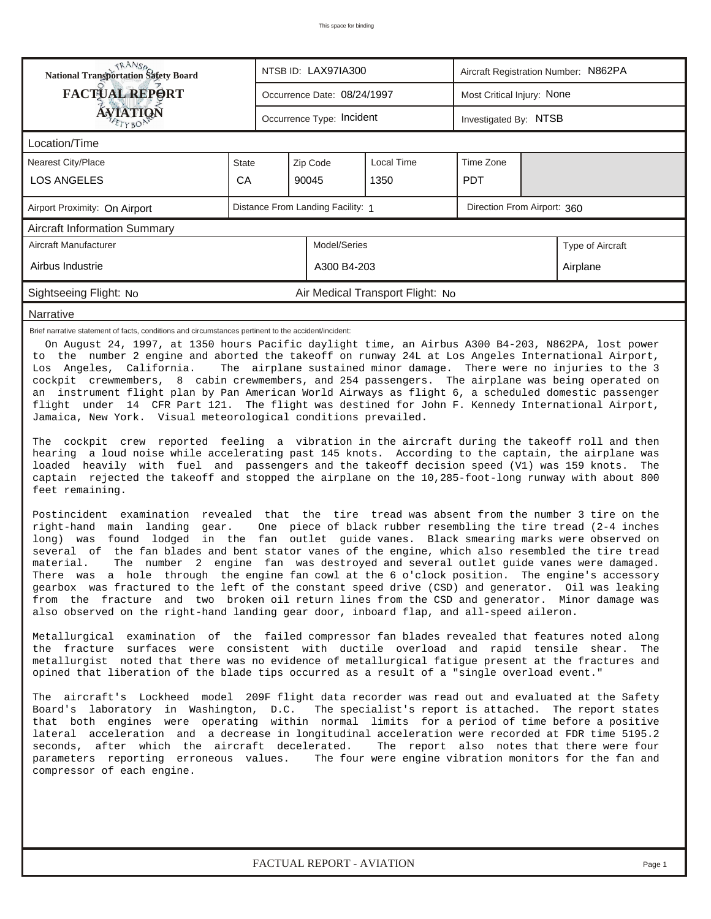"This space for binding" omitted? It's a header on every page; omit.

| National Transportation Safety Board FACTUAL REPORT AVIATION | NTSB ID: LAX97IA300 | Aircraft Registration Number: N862PA |
|---|---|---|
| | Occurrence Date: 08/24/1997 | Most Critical Injury: None |
| | Occurrence Type: Incident | Investigated By: NTSB |

## Location/Time

| Nearest City/Place | State | Zip Code | Local Time | Time Zone |
|---|---|---|---|---|
| LOS ANGELES | CA | 90045 | 1350 | PDT |

| Airport Proximity: On Airport | Distance From Landing Facility: 1 | Direction From Airport: 360 |
|---|---|---|

## Aircraft Information Summary

| Aircraft Manufacturer | Model/Series | Type of Aircraft |
|---|---|---|
| Airbus Industrie | A300 B4-203 | Airplane |

Sightseeing Flight: No    Air Medical Transport Flight: No

## Narrative

Brief narrative statement of facts, conditions and circumstances pertinent to the accident/incident:

On August 24, 1997, at 1350 hours Pacific daylight time, an Airbus A300 B4-203, N862PA, lost power to the number 2 engine and aborted the takeoff on runway 24L at Los Angeles International Airport, Los Angeles, California. The airplane sustained minor damage. There were no injuries to the 3 cockpit crewmembers, 8 cabin crewmembers, and 254 passengers. The airplane was being operated on an instrument flight plan by Pan American World Airways as flight 6, a scheduled domestic passenger flight under 14 CFR Part 121. The flight was destined for John F. Kennedy International Airport, Jamaica, New York. Visual meteorological conditions prevailed.

The cockpit crew reported feeling a vibration in the aircraft during the takeoff roll and then hearing a loud noise while accelerating past 145 knots. According to the captain, the airplane was loaded heavily with fuel and passengers and the takeoff decision speed (V1) was 159 knots. The captain rejected the takeoff and stopped the airplane on the 10,285-foot-long runway with about 800 feet remaining.

Postincident examination revealed that the tire tread was absent from the number 3 tire on the right-hand main landing gear. One piece of black rubber resembling the tire tread (2-4 inches long) was found lodged in the fan outlet guide vanes. Black smearing marks were observed on several of the fan blades and bent stator vanes of the engine, which also resembled the tire tread material. The number 2 engine fan was destroyed and several outlet guide vanes were damaged. There was a hole through the engine fan cowl at the 6 o'clock position. The engine's accessory gearbox was fractured to the left of the constant speed drive (CSD) and generator. Oil was leaking from the fracture and two broken oil return lines from the CSD and generator. Minor damage was also observed on the right-hand landing gear door, inboard flap, and all-speed aileron.

Metallurgical examination of the failed compressor fan blades revealed that features noted along the fracture surfaces were consistent with ductile overload and rapid tensile shear. The metallurgist noted that there was no evidence of metallurgical fatigue present at the fractures and opined that liberation of the blade tips occurred as a result of a "single overload event."

The aircraft's Lockheed model 209F flight data recorder was read out and evaluated at the Safety Board's laboratory in Washington, D.C. The specialist's report is attached. The report states that both engines were operating within normal limits for a period of time before a positive lateral acceleration and a decrease in longitudinal acceleration were recorded at FDR time 5195.2 seconds, after which the aircraft decelerated. The report also notes that there were four parameters reporting erroneous values. The four were engine vibration monitors for the fan and compressor of each engine.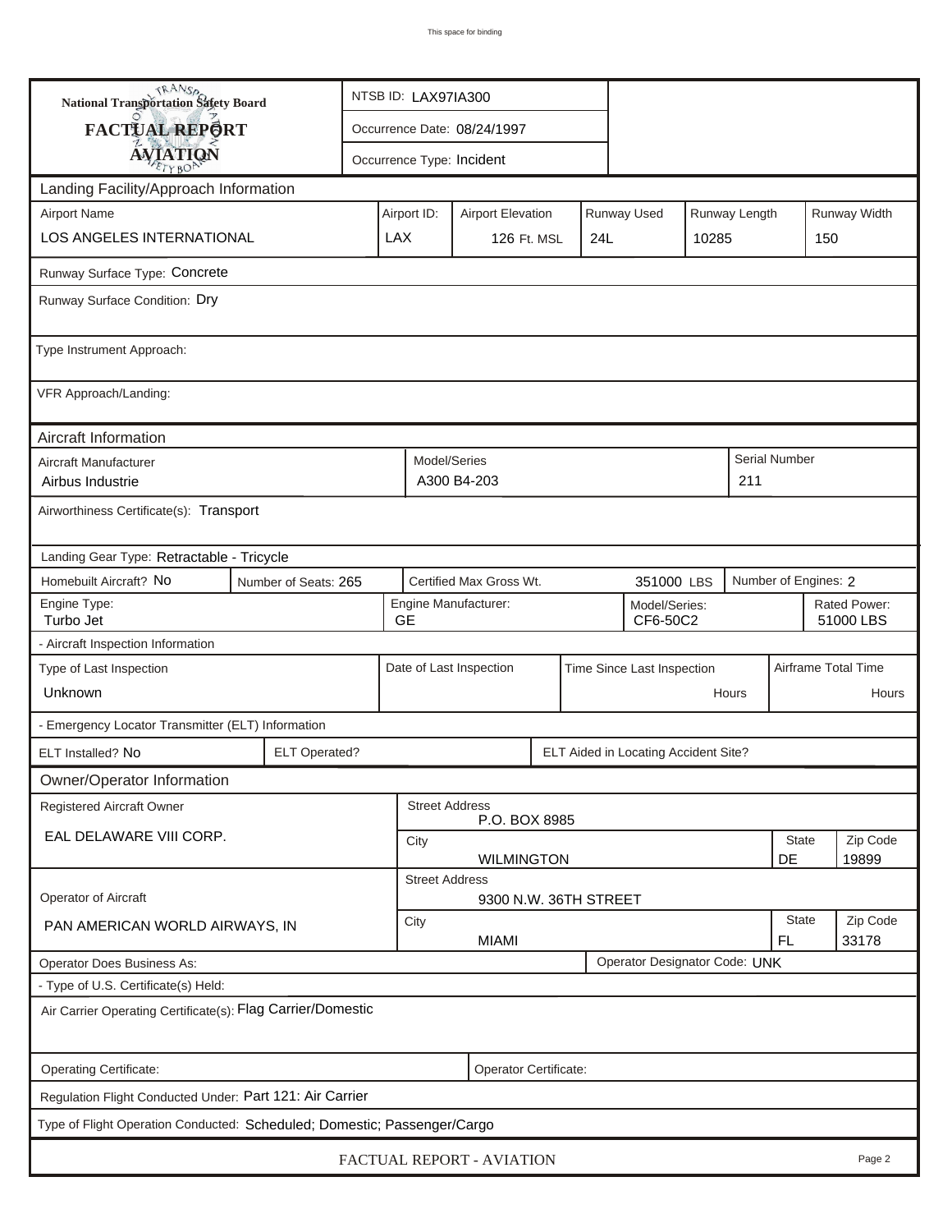**National Transportation Safety Board**

**FACTUAL REPORT**

**AVIATION**

| | |
|---|---|
| NTSB ID: LAX97IA300 | |
| Occurrence Date: 08/24/1997 | |
| Occurrence Type: Incident | |

## Landing Facility/Approach Information

| Airport Name | Airport ID: | Airport Elevation | Runway Used | Runway Length | Runway Width |
|---|---|---|---|---|---|
| LOS ANGELES INTERNATIONAL | LAX | 126 Ft. MSL | 24L | 10285 | 150 |

Runway Surface Type: Concrete

Runway Surface Condition: Dry

Type Instrument Approach:

VFR Approach/Landing:

## Aircraft Information

| Aircraft Manufacturer | Model/Series | Serial Number |
|---|---|---|
| Airbus Industrie | A300 B4-203 | 211 |

Airworthiness Certificate(s): Transport

Landing Gear Type: Retractable - Tricycle

| Homebuilt Aircraft? | Number of Seats: | Certified Max Gross Wt. | Number of Engines: |
|---|---|---|---|
| No | 265 | 351000 LBS | 2 |

| Engine Type: | Engine Manufacturer: | Model/Series: | Rated Power: |
|---|---|---|---|
| Turbo Jet | GE | CF6-50C2 | 51000 LBS |

- Aircraft Inspection Information

| Type of Last Inspection | Date of Last Inspection | Time Since Last Inspection | Airframe Total Time |
|---|---|---|---|
| Unknown | | Hours | Hours |

- Emergency Locator Transmitter (ELT) Information

| ELT Installed? | ELT Operated? | ELT Aided in Locating Accident Site? |
|---|---|---|
| No | | |

## Owner/Operator Information

| Registered Aircraft Owner | Street Address | City | State | Zip Code |
|---|---|---|---|---|
| EAL DELAWARE VIII CORP. | P.O. BOX 8985 | WILMINGTON | DE | 19899 |

| Operator of Aircraft | Street Address | City | State | Zip Code |
|---|---|---|---|---|
| PAN AMERICAN WORLD AIRWAYS, IN | 9300 N.W. 36TH STREET | MIAMI | FL | 33178 |

Operator Does Business As:

Operator Designator Code: UNK

- Type of U.S. Certificate(s) Held:

Air Carrier Operating Certificate(s): Flag Carrier/Domestic

Operating Certificate:

Operator Certificate:

Regulation Flight Conducted Under: Part 121: Air Carrier

Type of Flight Operation Conducted: Scheduled; Domestic; Passenger/Cargo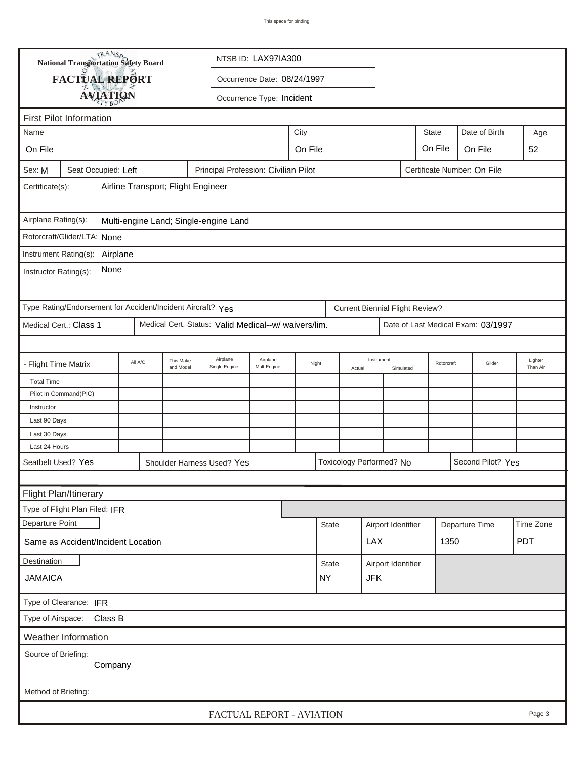National Transportation Safety Board

**FACTUAL REPORT**

**AVIATION**

NTSB ID: LAX97IA300

Occurrence Date: 08/24/1997

Occurrence Type: Incident

## First Pilot Information

| Name | City | State | Date of Birth | Age |
|---|---|---|---|---|
| On File | On File | On File | On File | 52 |

Sex: M | Seat Occupied: Left | Principal Profession: Civilian Pilot | Certificate Number: On File

Certificate(s): Airline Transport; Flight Engineer

Airplane Rating(s): Multi-engine Land; Single-engine Land

Rotorcraft/Glider/LTA: None

Instrument Rating(s): Airplane

Instructor Rating(s): None

Type Rating/Endorsement for Accident/Incident Aircraft? Yes | Current Biennial Flight Review?

Medical Cert.: Class 1 | Medical Cert. Status: Valid Medical--w/ waivers/lim. | Date of Last Medical Exam: 03/1997

| - Flight Time Matrix | All A/C | This Make and Model | Airplane Single Engine | Airplane Mult-Engine | Night | Instrument Actual | Instrument Simulated | Rotorcraft | Glider | Lighter Than Air |
|---|---|---|---|---|---|---|---|---|---|---|
| Total Time | | | | | | | | | | |
| Pilot In Command(PIC) | | | | | | | | | | |
| Instructor | | | | | | | | | | |
| Last 90 Days | | | | | | | | | | |
| Last 30 Days | | | | | | | | | | |
| Last 24 Hours | | | | | | | | | | |

Seatbelt Used? Yes | Shoulder Harness Used? Yes | Toxicology Performed? No | Second Pilot? Yes

## Flight Plan/Itinerary

Type of Flight Plan Filed: IFR

| Departure Point | State | Airport Identifier | Departure Time | Time Zone |
|---|---|---|---|---|
| Same as Accident/Incident Location | | LAX | 1350 | PDT |

| Destination | State | Airport Identifier |
|---|---|---|
| JAMAICA | NY | JFK |

Type of Clearance: IFR

Type of Airspace: Class B

## Weather Information

Source of Briefing: Company

Method of Briefing: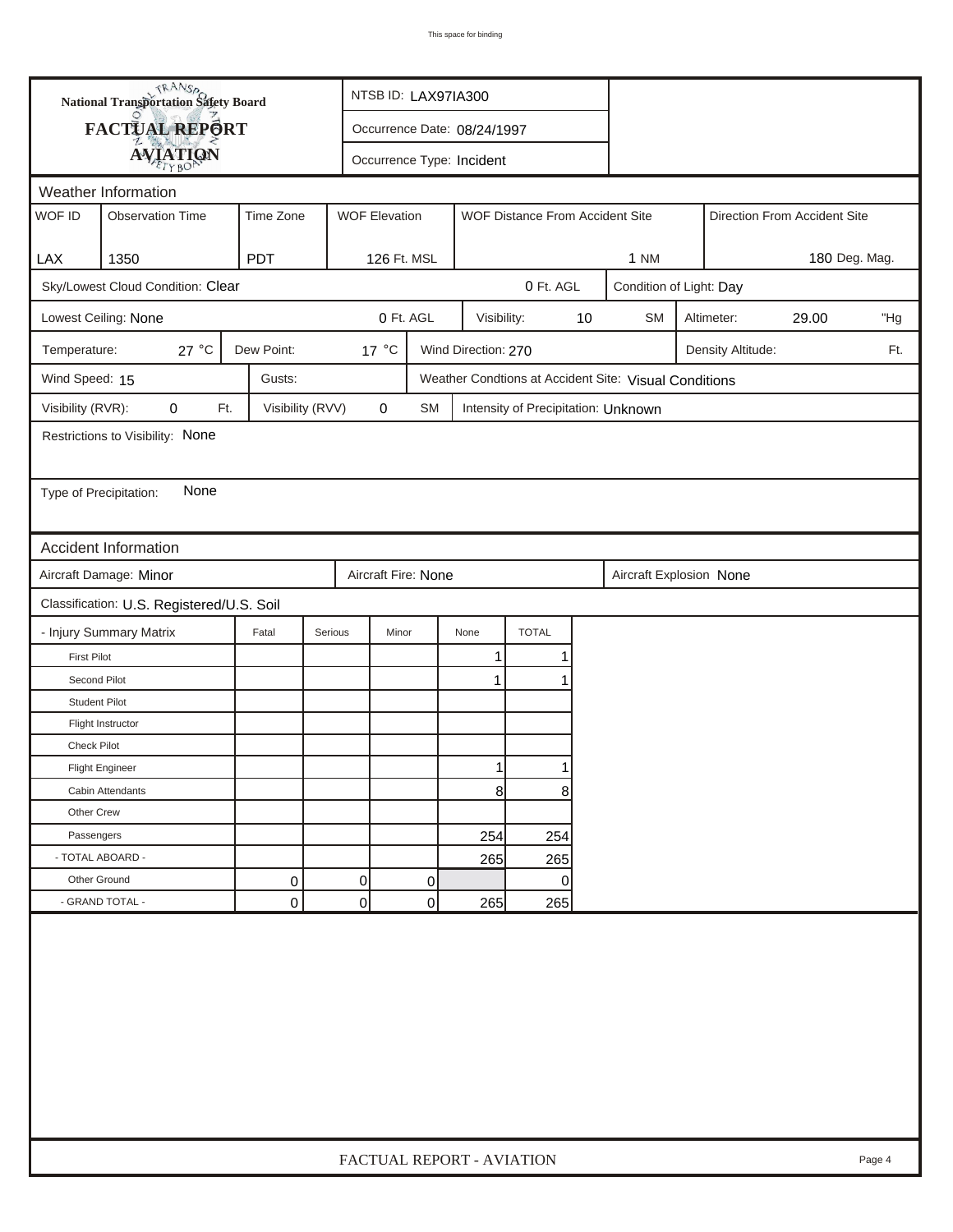**National Transportation Safety Board**
**FACTUAL REPORT**
**AVIATION**

NTSB ID: LAX97IA300

Occurrence Date: 08/24/1997

Occurrence Type: Incident

## Weather Information

| WOF ID | Observation Time | Time Zone | WOF Elevation | WOF Distance From Accident Site | Direction From Accident Site |
|---|---|---|---|---|---|
| LAX | 1350 | PDT | 126 Ft. MSL | 1 NM | 180 Deg. Mag. |

Sky/Lowest Cloud Condition: Clear — 0 Ft. AGL — Condition of Light: Day

Lowest Ceiling: None — 0 Ft. AGL — Visibility: 10 SM — Altimeter: 29.00 "Hg

Temperature: 27 °C — Dew Point: 17 °C — Wind Direction: 270 — Density Altitude: Ft.

Wind Speed: 15 — Gusts: — Weather Condtions at Accident Site: Visual Conditions

Visibility (RVR): 0 Ft. — Visibility (RVV) 0 SM — Intensity of Precipitation: Unknown

Restrictions to Visibility: None

Type of Precipitation: None

## Accident Information

Aircraft Damage: Minor — Aircraft Fire: None — Aircraft Explosion None

Classification: U.S. Registered/U.S. Soil

| - Injury Summary Matrix | Fatal | Serious | Minor | None | TOTAL |
|---|---|---|---|---|---|
| First Pilot | | | | 1 | 1 |
| Second Pilot | | | | 1 | 1 |
| Student Pilot | | | | | |
| Flight Instructor | | | | | |
| Check Pilot | | | | | |
| Flight Engineer | | | | 1 | 1 |
| Cabin Attendants | | | | 8 | 8 |
| Other Crew | | | | | |
| Passengers | | | | 254 | 254 |
| - TOTAL ABOARD - | | | | 265 | 265 |
| Other Ground | 0 | 0 | 0 | | 0 |
| - GRAND TOTAL - | 0 | 0 | 0 | 265 | 265 |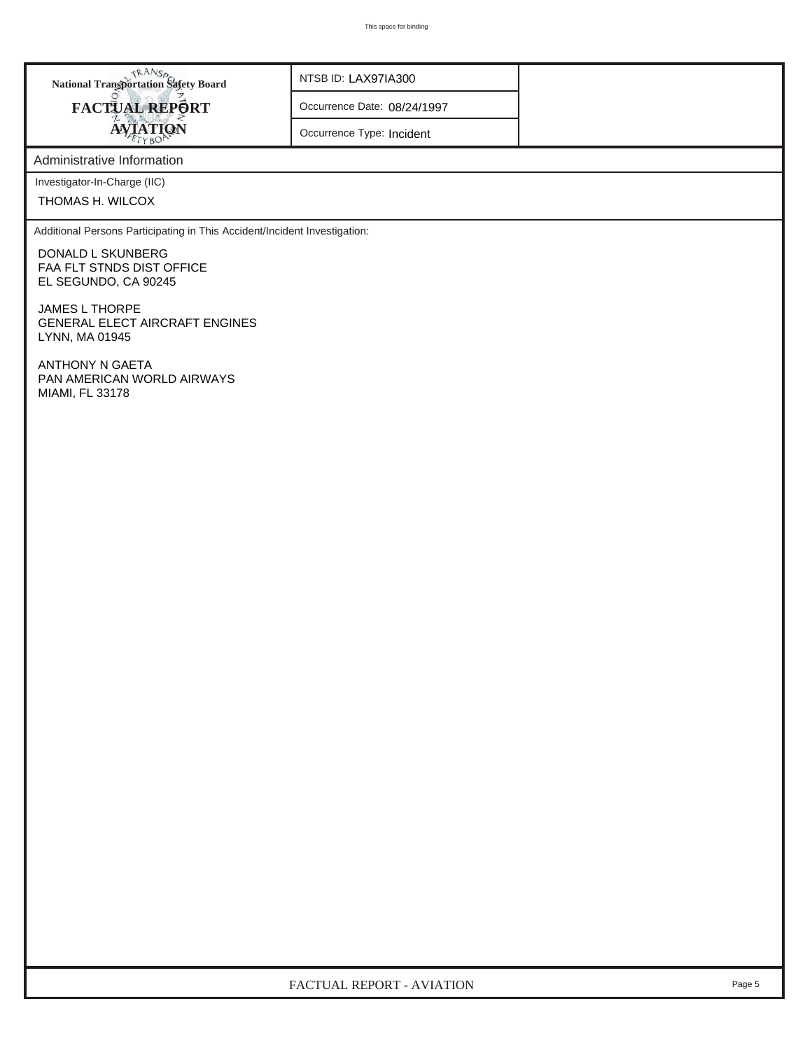**National Transportation Safety Board**

**FACTUAL REPORT**

**AVIATION**

| | |
|---|---|
| NTSB ID: LAX97IA300 | |
| Occurrence Date: 08/24/1997 | |
| Occurrence Type: Incident | |

## Administrative Information

Investigator-In-Charge (IIC)

THOMAS H. WILCOX

Additional Persons Participating in This Accident/Incident Investigation:

DONALD L SKUNBERG
FAA FLT STNDS DIST OFFICE
EL SEGUNDO, CA 90245

JAMES L THORPE
GENERAL ELECT AIRCRAFT ENGINES
LYNN, MA 01945

ANTHONY N GAETA
PAN AMERICAN WORLD AIRWAYS
MIAMI, FL 33178